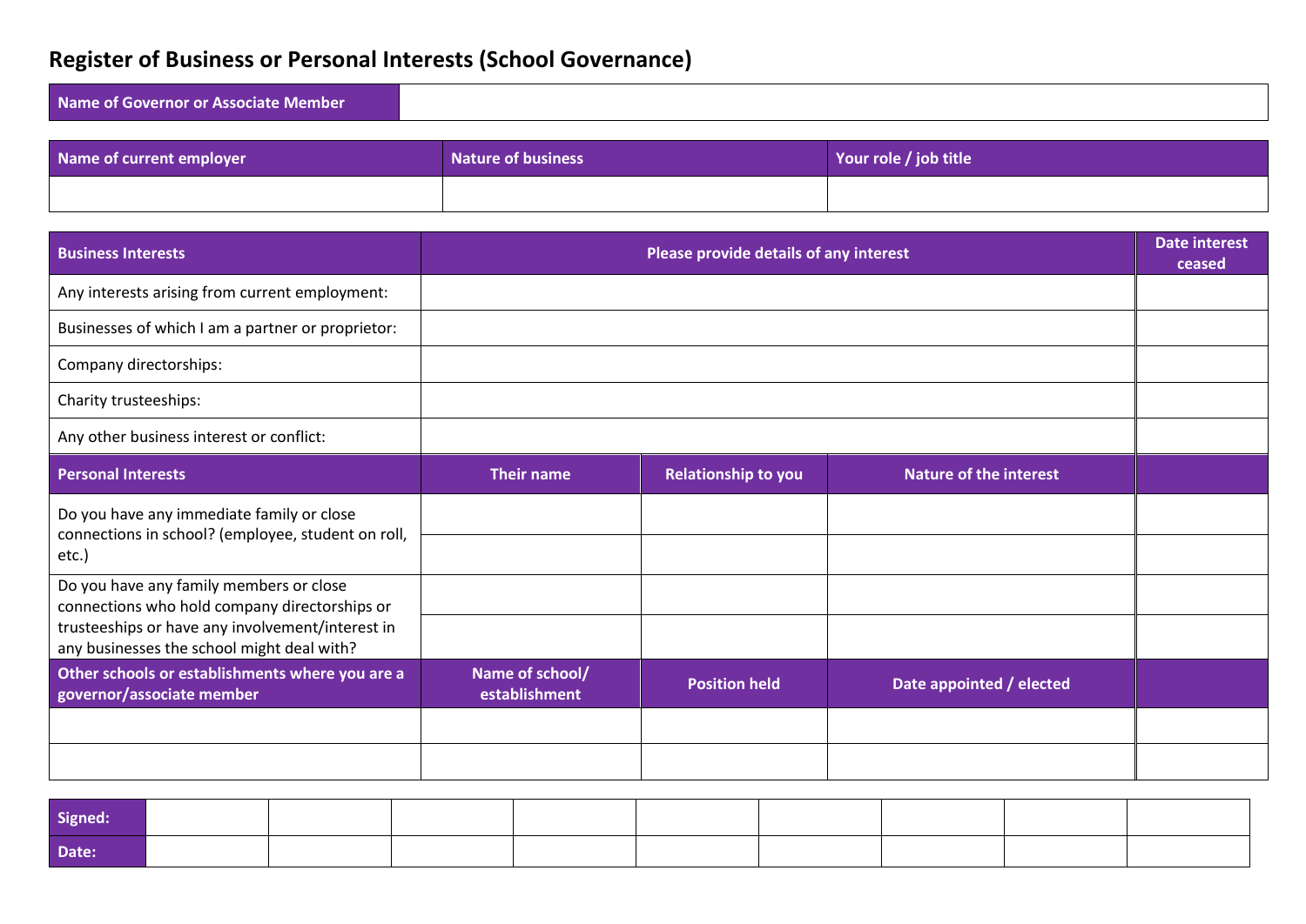# Register of Business or Personal Interests (School Governance)

| Name of Governor or Associate Member | |
|---|---|
| | |

| Name of current employer | Nature of business | Your role / job title |
|---|---|---|
| | | |

| Business Interests | Please provide details of any interest | | | Date interest ceased |
|---|---|---|---|---|
| Any interests arising from current employment: | | | | |
| Businesses of which I am a partner or proprietor: | | | | |
| Company directorships: | | | | |
| Charity trusteeships: | | | | |
| Any other business interest or conflict: | | | | |
| **Personal Interests** | **Their name** | **Relationship to you** | **Nature of the interest** | |
| Do you have any immediate family or close connections in school? (employee, student on roll, etc.) | | | | |
| | | | | |
| Do you have any family members or close connections who hold company directorships or trusteeships or have any involvement/interest in any businesses the school might deal with? | | | | |
| | | | | |
| **Other schools or establishments where you are a governor/associate member** | **Name of school/ establishment** | **Position held** | **Date appointed / elected** | |
| | | | | |
| | | | | |

| Signed: | | | | | | | | | |
|---|---|---|---|---|---|---|---|---|---|
| Date: | | | | | | | | | |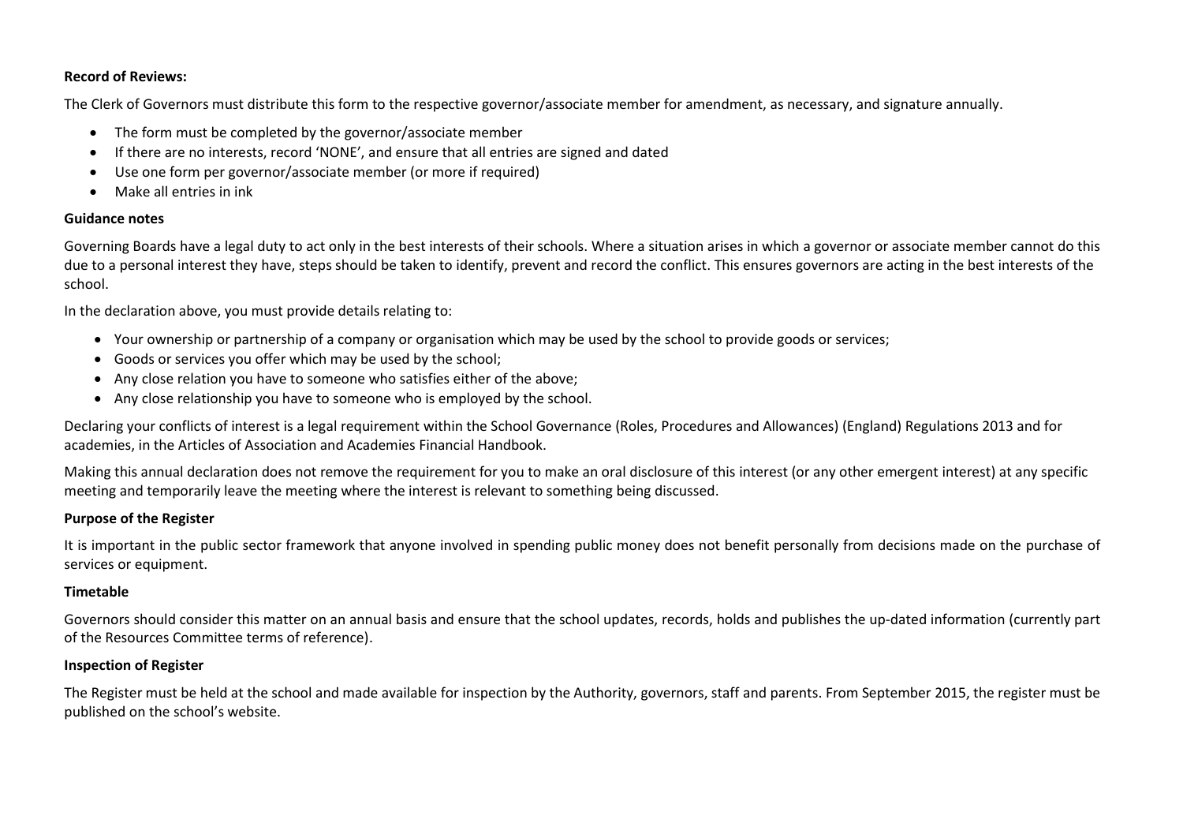**Record of Reviews:**

The Clerk of Governors must distribute this form to the respective governor/associate member for amendment, as necessary, and signature annually.

- The form must be completed by the governor/associate member
- If there are no interests, record 'NONE', and ensure that all entries are signed and dated
- Use one form per governor/associate member (or more if required)
- Make all entries in ink

**Guidance notes**

Governing Boards have a legal duty to act only in the best interests of their schools. Where a situation arises in which a governor or associate member cannot do this due to a personal interest they have, steps should be taken to identify, prevent and record the conflict. This ensures governors are acting in the best interests of the school.

In the declaration above, you must provide details relating to:

- Your ownership or partnership of a company or organisation which may be used by the school to provide goods or services;
- Goods or services you offer which may be used by the school;
- Any close relation you have to someone who satisfies either of the above;
- Any close relationship you have to someone who is employed by the school.

Declaring your conflicts of interest is a legal requirement within the School Governance (Roles, Procedures and Allowances) (England) Regulations 2013 and for academies, in the Articles of Association and Academies Financial Handbook.

Making this annual declaration does not remove the requirement for you to make an oral disclosure of this interest (or any other emergent interest) at any specific meeting and temporarily leave the meeting where the interest is relevant to something being discussed.

**Purpose of the Register**

It is important in the public sector framework that anyone involved in spending public money does not benefit personally from decisions made on the purchase of services or equipment.

**Timetable**

Governors should consider this matter on an annual basis and ensure that the school updates, records, holds and publishes the up-dated information (currently part of the Resources Committee terms of reference).

**Inspection of Register**

The Register must be held at the school and made available for inspection by the Authority, governors, staff and parents. From September 2015, the register must be published on the school's website.